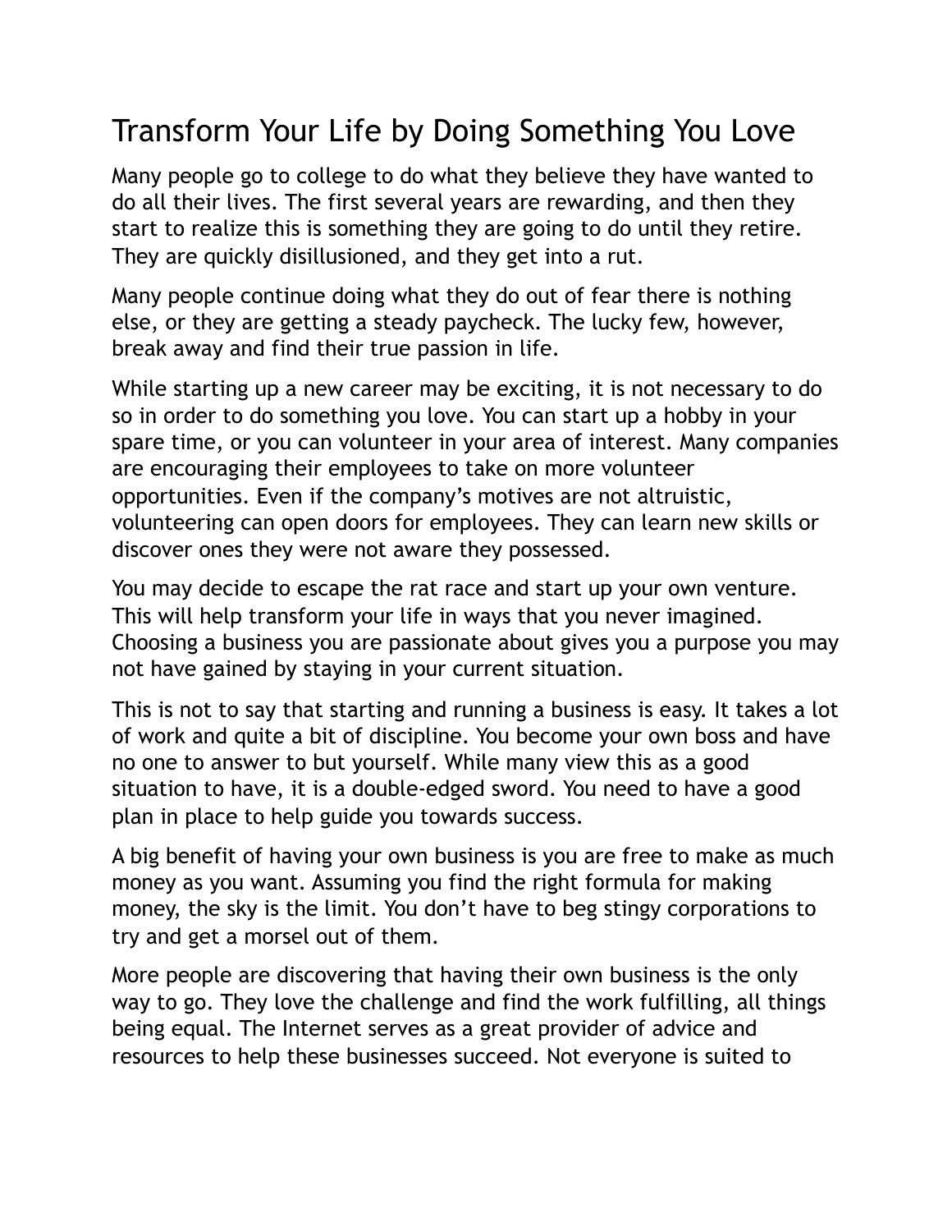# Transform Your Life by Doing Something You Love

Many people go to college to do what they believe they have wanted to do all their lives. The first several years are rewarding, and then they start to realize this is something they are going to do until they retire. They are quickly disillusioned, and they get into a rut.

Many people continue doing what they do out of fear there is nothing else, or they are getting a steady paycheck. The lucky few, however, break away and find their true passion in life.

While starting up a new career may be exciting, it is not necessary to do so in order to do something you love. You can start up a hobby in your spare time, or you can volunteer in your area of interest. Many companies are encouraging their employees to take on more volunteer opportunities. Even if the company's motives are not altruistic, volunteering can open doors for employees. They can learn new skills or discover ones they were not aware they possessed.

You may decide to escape the rat race and start up your own venture. This will help transform your life in ways that you never imagined. Choosing a business you are passionate about gives you a purpose you may not have gained by staying in your current situation.

This is not to say that starting and running a business is easy. It takes a lot of work and quite a bit of discipline. You become your own boss and have no one to answer to but yourself. While many view this as a good situation to have, it is a double-edged sword. You need to have a good plan in place to help guide you towards success.

A big benefit of having your own business is you are free to make as much money as you want. Assuming you find the right formula for making money, the sky is the limit. You don't have to beg stingy corporations to try and get a morsel out of them.

More people are discovering that having their own business is the only way to go. They love the challenge and find the work fulfilling, all things being equal. The Internet serves as a great provider of advice and resources to help these businesses succeed. Not everyone is suited to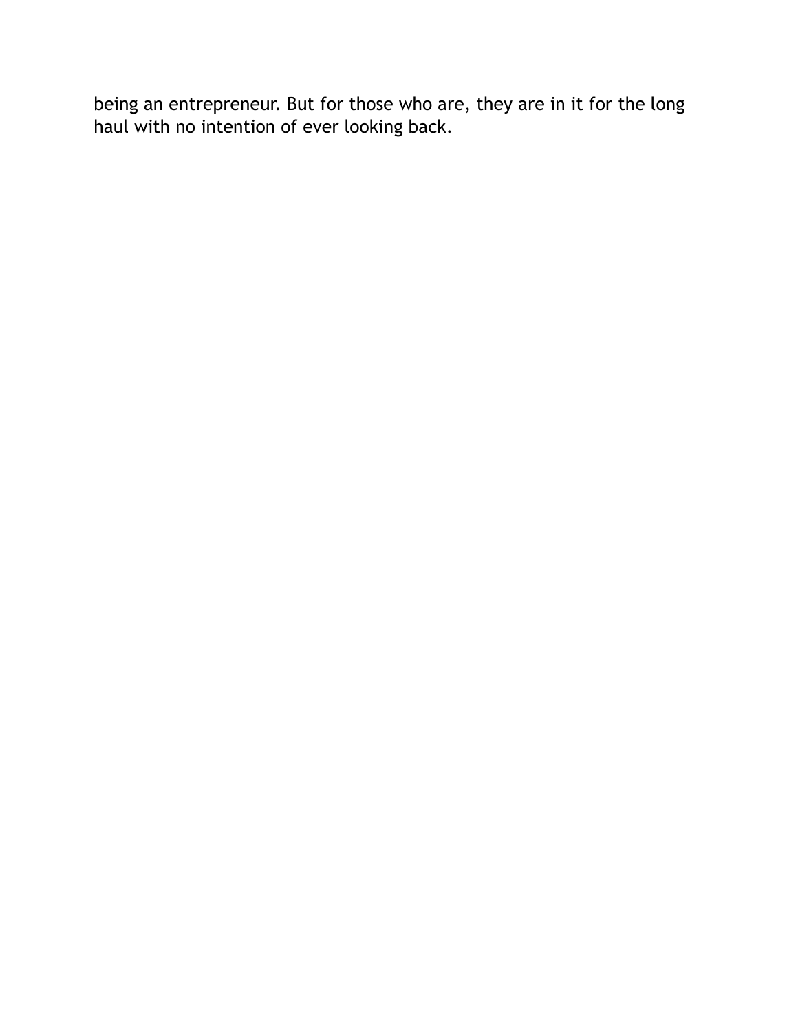being an entrepreneur. But for those who are, they are in it for the long haul with no intention of ever looking back.